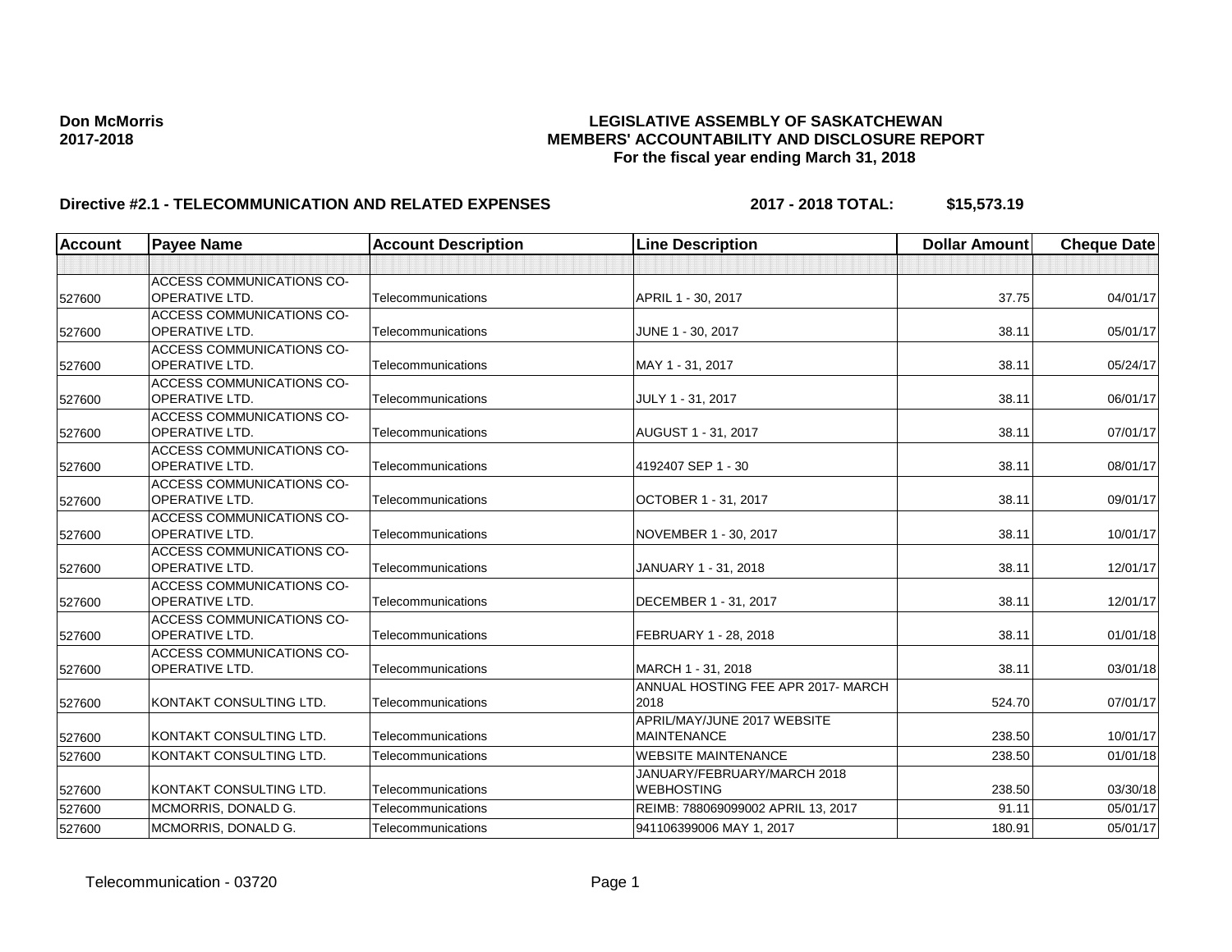**Don McMorris**
**2017-2018**

# LEGISLATIVE ASSEMBLY OF SASKATCHEWAN
## MEMBERS' ACCOUNTABILITY AND DISCLOSURE REPORT
### For the fiscal year ending March 31, 2018

**Directive #2.1 - TELECOMMUNICATION AND RELATED EXPENSES** **2017 - 2018 TOTAL: $15,573.19**

| Account | Payee Name | Account Description | Line Description | Dollar Amount | Cheque Date |
|---|---|---|---|---|---|
| | | | | | |
| 527600 | ACCESS COMMUNICATIONS CO-OPERATIVE LTD. | Telecommunications | APRIL 1 - 30, 2017 | 37.75 | 04/01/17 |
| 527600 | ACCESS COMMUNICATIONS CO-OPERATIVE LTD. | Telecommunications | JUNE 1 - 30, 2017 | 38.11 | 05/01/17 |
| 527600 | ACCESS COMMUNICATIONS CO-OPERATIVE LTD. | Telecommunications | MAY 1 - 31, 2017 | 38.11 | 05/24/17 |
| 527600 | ACCESS COMMUNICATIONS CO-OPERATIVE LTD. | Telecommunications | JULY 1 - 31, 2017 | 38.11 | 06/01/17 |
| 527600 | ACCESS COMMUNICATIONS CO-OPERATIVE LTD. | Telecommunications | AUGUST 1 - 31, 2017 | 38.11 | 07/01/17 |
| 527600 | ACCESS COMMUNICATIONS CO-OPERATIVE LTD. | Telecommunications | 4192407 SEP 1 - 30 | 38.11 | 08/01/17 |
| 527600 | ACCESS COMMUNICATIONS CO-OPERATIVE LTD. | Telecommunications | OCTOBER 1 - 31, 2017 | 38.11 | 09/01/17 |
| 527600 | ACCESS COMMUNICATIONS CO-OPERATIVE LTD. | Telecommunications | NOVEMBER 1 - 30, 2017 | 38.11 | 10/01/17 |
| 527600 | ACCESS COMMUNICATIONS CO-OPERATIVE LTD. | Telecommunications | JANUARY 1 - 31, 2018 | 38.11 | 12/01/17 |
| 527600 | ACCESS COMMUNICATIONS CO-OPERATIVE LTD. | Telecommunications | DECEMBER 1 - 31, 2017 | 38.11 | 12/01/17 |
| 527600 | ACCESS COMMUNICATIONS CO-OPERATIVE LTD. | Telecommunications | FEBRUARY 1 - 28, 2018 | 38.11 | 01/01/18 |
| 527600 | ACCESS COMMUNICATIONS CO-OPERATIVE LTD. | Telecommunications | MARCH 1 - 31, 2018 | 38.11 | 03/01/18 |
| 527600 | KONTAKT CONSULTING LTD. | Telecommunications | ANNUAL HOSTING FEE APR 2017- MARCH 2018 | 524.70 | 07/01/17 |
| 527600 | KONTAKT CONSULTING LTD. | Telecommunications | APRIL/MAY/JUNE 2017 WEBSITE MAINTENANCE | 238.50 | 10/01/17 |
| 527600 | KONTAKT CONSULTING LTD. | Telecommunications | WEBSITE MAINTENANCE | 238.50 | 01/01/18 |
| 527600 | KONTAKT CONSULTING LTD. | Telecommunications | JANUARY/FEBRUARY/MARCH 2018 WEBHOSTING | 238.50 | 03/30/18 |
| 527600 | MCMORRIS, DONALD G. | Telecommunications | REIMB: 788069099002 APRIL 13, 2017 | 91.11 | 05/01/17 |
| 527600 | MCMORRIS, DONALD G. | Telecommunications | 941106399006 MAY 1, 2017 | 180.91 | 05/01/17 |

Telecommunication - 03720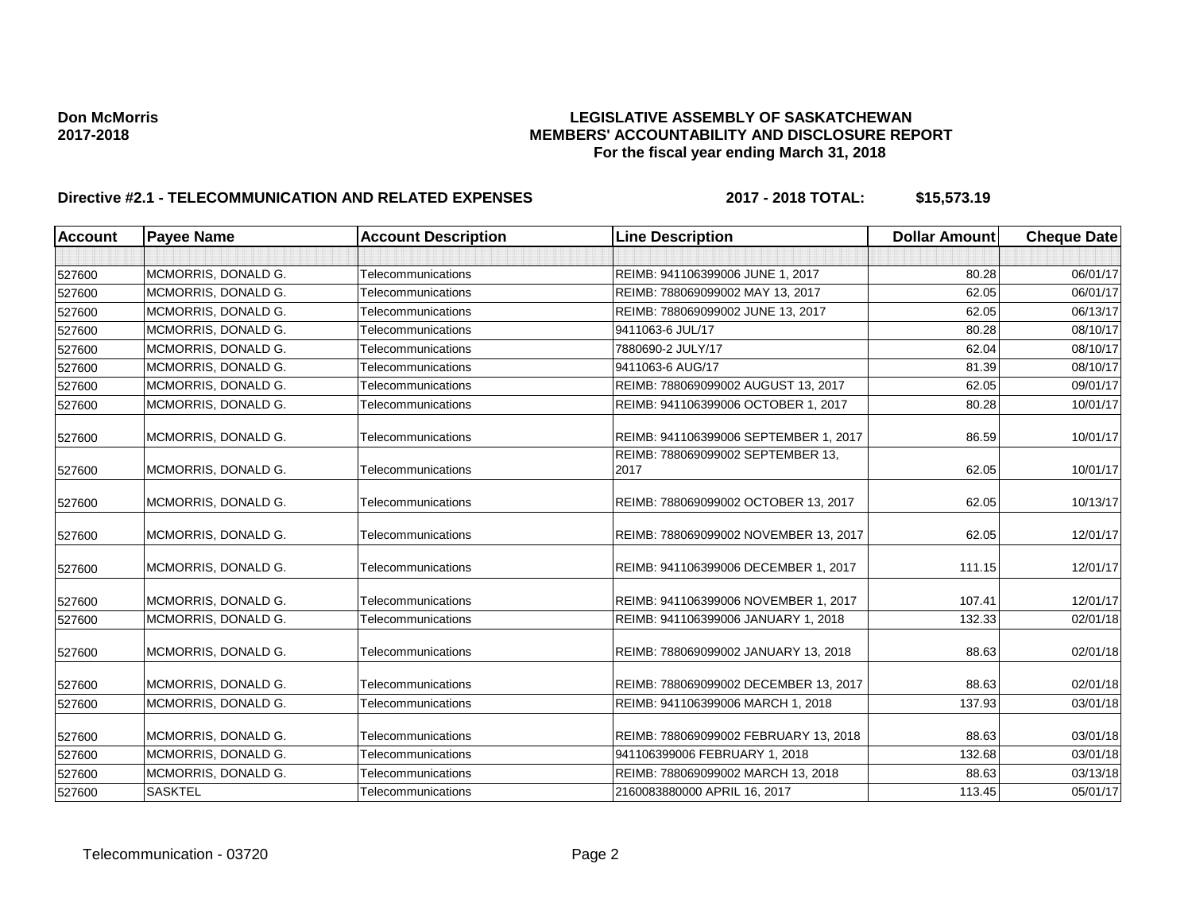**Don McMorris**
**2017-2018**

**LEGISLATIVE ASSEMBLY OF SASKATCHEWAN**
**MEMBERS' ACCOUNTABILITY AND DISCLOSURE REPORT**
**For the fiscal year ending March 31, 2018**

## Directive #2.1 - TELECOMMUNICATION AND RELATED EXPENSES 2017 - 2018 TOTAL: $15,573.19

| Account | Payee Name | Account Description | Line Description | Dollar Amount | Cheque Date |
|---|---|---|---|---|---|
| | | | | | |
| 527600 | MCMORRIS, DONALD G. | Telecommunications | REIMB: 941106399006 JUNE 1, 2017 | 80.28 | 06/01/17 |
| 527600 | MCMORRIS, DONALD G. | Telecommunications | REIMB: 788069099002 MAY 13, 2017 | 62.05 | 06/01/17 |
| 527600 | MCMORRIS, DONALD G. | Telecommunications | REIMB: 788069099002 JUNE 13, 2017 | 62.05 | 06/13/17 |
| 527600 | MCMORRIS, DONALD G. | Telecommunications | 9411063-6 JUL/17 | 80.28 | 08/10/17 |
| 527600 | MCMORRIS, DONALD G. | Telecommunications | 7880690-2 JULY/17 | 62.04 | 08/10/17 |
| 527600 | MCMORRIS, DONALD G. | Telecommunications | 9411063-6 AUG/17 | 81.39 | 08/10/17 |
| 527600 | MCMORRIS, DONALD G. | Telecommunications | REIMB: 788069099002 AUGUST 13, 2017 | 62.05 | 09/01/17 |
| 527600 | MCMORRIS, DONALD G. | Telecommunications | REIMB: 941106399006 OCTOBER 1, 2017 | 80.28 | 10/01/17 |
| 527600 | MCMORRIS, DONALD G. | Telecommunications | REIMB: 941106399006 SEPTEMBER 1, 2017 | 86.59 | 10/01/17 |
| 527600 | MCMORRIS, DONALD G. | Telecommunications | REIMB: 788069099002 SEPTEMBER 13, 2017 | 62.05 | 10/01/17 |
| 527600 | MCMORRIS, DONALD G. | Telecommunications | REIMB: 788069099002 OCTOBER 13, 2017 | 62.05 | 10/13/17 |
| 527600 | MCMORRIS, DONALD G. | Telecommunications | REIMB: 788069099002 NOVEMBER 13, 2017 | 62.05 | 12/01/17 |
| 527600 | MCMORRIS, DONALD G. | Telecommunications | REIMB: 941106399006 DECEMBER 1, 2017 | 111.15 | 12/01/17 |
| 527600 | MCMORRIS, DONALD G. | Telecommunications | REIMB: 941106399006 NOVEMBER 1, 2017 | 107.41 | 12/01/17 |
| 527600 | MCMORRIS, DONALD G. | Telecommunications | REIMB: 941106399006 JANUARY 1, 2018 | 132.33 | 02/01/18 |
| 527600 | MCMORRIS, DONALD G. | Telecommunications | REIMB: 788069099002 JANUARY 13, 2018 | 88.63 | 02/01/18 |
| 527600 | MCMORRIS, DONALD G. | Telecommunications | REIMB: 788069099002 DECEMBER 13, 2017 | 88.63 | 02/01/18 |
| 527600 | MCMORRIS, DONALD G. | Telecommunications | REIMB: 941106399006 MARCH 1, 2018 | 137.93 | 03/01/18 |
| 527600 | MCMORRIS, DONALD G. | Telecommunications | REIMB: 788069099002 FEBRUARY 13, 2018 | 88.63 | 03/01/18 |
| 527600 | MCMORRIS, DONALD G. | Telecommunications | 941106399006 FEBRUARY 1, 2018 | 132.68 | 03/01/18 |
| 527600 | MCMORRIS, DONALD G. | Telecommunications | REIMB: 788069099002 MARCH 13, 2018 | 88.63 | 03/13/18 |
| 527600 | SASKTEL | Telecommunications | 2160083880000 APRIL 16, 2017 | 113.45 | 05/01/17 |

Telecommunication - 03720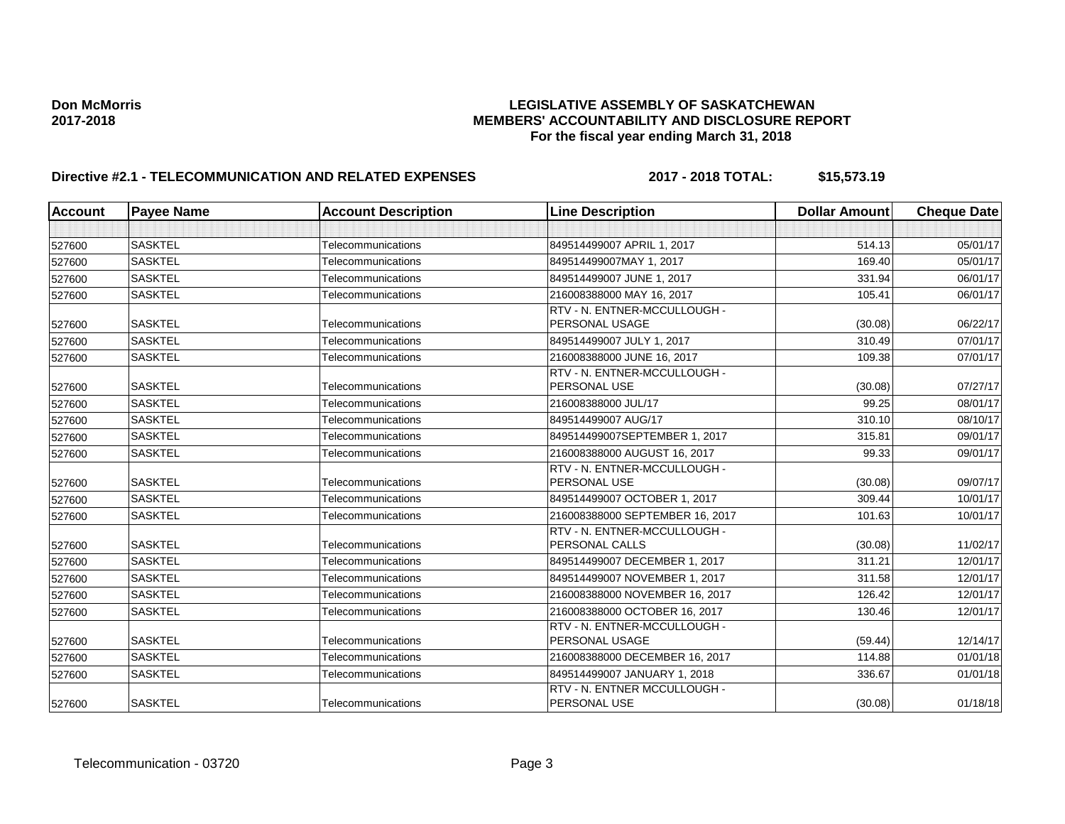**Don McMorris**
**2017-2018**

# LEGISLATIVE ASSEMBLY OF SASKATCHEWAN
## MEMBERS' ACCOUNTABILITY AND DISCLOSURE REPORT
### For the fiscal year ending March 31, 2018

**Directive #2.1 - TELECOMMUNICATION AND RELATED EXPENSES** **2017 - 2018 TOTAL: $15,573.19**

| Account | Payee Name | Account Description | Line Description | Dollar Amount | Cheque Date |
|---|---|---|---|---|---|
| | | | | | |
| 527600 | SASKTEL | Telecommunications | 849514499007 APRIL 1, 2017 | 514.13 | 05/01/17 |
| 527600 | SASKTEL | Telecommunications | 849514499007MAY 1, 2017 | 169.40 | 05/01/17 |
| 527600 | SASKTEL | Telecommunications | 849514499007 JUNE 1, 2017 | 331.94 | 06/01/17 |
| 527600 | SASKTEL | Telecommunications | 216008388000 MAY 16, 2017 | 105.41 | 06/01/17 |
| 527600 | SASKTEL | Telecommunications | RTV - N. ENTNER-MCCULLOUGH - PERSONAL USAGE | (30.08) | 06/22/17 |
| 527600 | SASKTEL | Telecommunications | 849514499007 JULY 1, 2017 | 310.49 | 07/01/17 |
| 527600 | SASKTEL | Telecommunications | 216008388000 JUNE 16, 2017 | 109.38 | 07/01/17 |
| 527600 | SASKTEL | Telecommunications | RTV - N. ENTNER-MCCULLOUGH - PERSONAL USE | (30.08) | 07/27/17 |
| 527600 | SASKTEL | Telecommunications | 216008388000 JUL/17 | 99.25 | 08/01/17 |
| 527600 | SASKTEL | Telecommunications | 849514499007 AUG/17 | 310.10 | 08/10/17 |
| 527600 | SASKTEL | Telecommunications | 849514499007SEPTEMBER 1, 2017 | 315.81 | 09/01/17 |
| 527600 | SASKTEL | Telecommunications | 216008388000 AUGUST 16, 2017 | 99.33 | 09/01/17 |
| 527600 | SASKTEL | Telecommunications | RTV - N. ENTNER-MCCULLOUGH - PERSONAL USE | (30.08) | 09/07/17 |
| 527600 | SASKTEL | Telecommunications | 849514499007 OCTOBER 1, 2017 | 309.44 | 10/01/17 |
| 527600 | SASKTEL | Telecommunications | 216008388000 SEPTEMBER 16, 2017 | 101.63 | 10/01/17 |
| 527600 | SASKTEL | Telecommunications | RTV - N. ENTNER-MCCULLOUGH - PERSONAL CALLS | (30.08) | 11/02/17 |
| 527600 | SASKTEL | Telecommunications | 849514499007 DECEMBER 1, 2017 | 311.21 | 12/01/17 |
| 527600 | SASKTEL | Telecommunications | 849514499007 NOVEMBER 1, 2017 | 311.58 | 12/01/17 |
| 527600 | SASKTEL | Telecommunications | 216008388000 NOVEMBER 16, 2017 | 126.42 | 12/01/17 |
| 527600 | SASKTEL | Telecommunications | 216008388000 OCTOBER 16, 2017 | 130.46 | 12/01/17 |
| 527600 | SASKTEL | Telecommunications | RTV - N. ENTNER-MCCULLOUGH - PERSONAL USAGE | (59.44) | 12/14/17 |
| 527600 | SASKTEL | Telecommunications | 216008388000 DECEMBER 16, 2017 | 114.88 | 01/01/18 |
| 527600 | SASKTEL | Telecommunications | 849514499007 JANUARY 1, 2018 | 336.67 | 01/01/18 |
| 527600 | SASKTEL | Telecommunications | RTV - N. ENTNER MCCULLOUGH - PERSONAL USE | (30.08) | 01/18/18 |

Telecommunication - 03720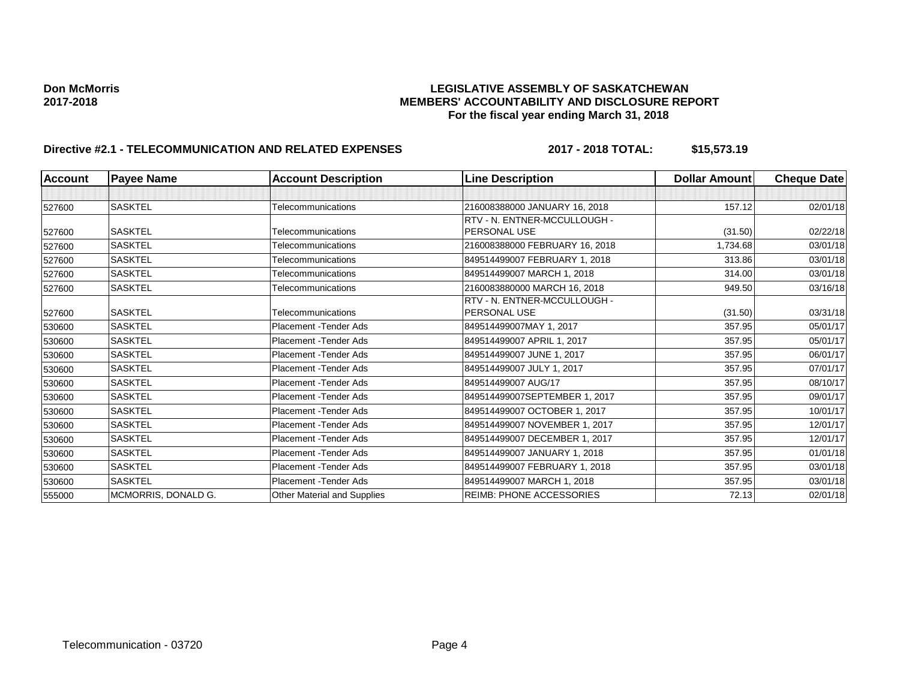**Don McMorris**
**2017-2018**

**LEGISLATIVE ASSEMBLY OF SASKATCHEWAN**
**MEMBERS' ACCOUNTABILITY AND DISCLOSURE REPORT**
**For the fiscal year ending March 31, 2018**

**Directive #2.1 - TELECOMMUNICATION AND RELATED EXPENSES** **2017 - 2018 TOTAL: $15,573.19**

| Account | Payee Name | Account Description | Line Description | Dollar Amount | Cheque Date |
|---|---|---|---|---|---|
| | | | | | |
| 527600 | SASKTEL | Telecommunications | 216008388000 JANUARY 16, 2018 | 157.12 | 02/01/18 |
| 527600 | SASKTEL | Telecommunications | RTV - N. ENTNER-MCCULLOUGH - PERSONAL USE | (31.50) | 02/22/18 |
| 527600 | SASKTEL | Telecommunications | 216008388000 FEBRUARY 16, 2018 | 1,734.68 | 03/01/18 |
| 527600 | SASKTEL | Telecommunications | 849514499007 FEBRUARY 1, 2018 | 313.86 | 03/01/18 |
| 527600 | SASKTEL | Telecommunications | 849514499007 MARCH 1, 2018 | 314.00 | 03/01/18 |
| 527600 | SASKTEL | Telecommunications | 2160083880000 MARCH 16, 2018 | 949.50 | 03/16/18 |
| 527600 | SASKTEL | Telecommunications | RTV - N. ENTNER-MCCULLOUGH - PERSONAL USE | (31.50) | 03/31/18 |
| 530600 | SASKTEL | Placement -Tender Ads | 849514499007MAY 1, 2017 | 357.95 | 05/01/17 |
| 530600 | SASKTEL | Placement -Tender Ads | 849514499007 APRIL 1, 2017 | 357.95 | 05/01/17 |
| 530600 | SASKTEL | Placement -Tender Ads | 849514499007 JUNE 1, 2017 | 357.95 | 06/01/17 |
| 530600 | SASKTEL | Placement -Tender Ads | 849514499007 JULY 1, 2017 | 357.95 | 07/01/17 |
| 530600 | SASKTEL | Placement -Tender Ads | 849514499007 AUG/17 | 357.95 | 08/10/17 |
| 530600 | SASKTEL | Placement -Tender Ads | 849514499007SEPTEMBER 1, 2017 | 357.95 | 09/01/17 |
| 530600 | SASKTEL | Placement -Tender Ads | 849514499007 OCTOBER 1, 2017 | 357.95 | 10/01/17 |
| 530600 | SASKTEL | Placement -Tender Ads | 849514499007 NOVEMBER 1, 2017 | 357.95 | 12/01/17 |
| 530600 | SASKTEL | Placement -Tender Ads | 849514499007 DECEMBER 1, 2017 | 357.95 | 12/01/17 |
| 530600 | SASKTEL | Placement -Tender Ads | 849514499007 JANUARY 1, 2018 | 357.95 | 01/01/18 |
| 530600 | SASKTEL | Placement -Tender Ads | 849514499007 FEBRUARY 1, 2018 | 357.95 | 03/01/18 |
| 530600 | SASKTEL | Placement -Tender Ads | 849514499007 MARCH 1, 2018 | 357.95 | 03/01/18 |
| 555000 | MCMORRIS, DONALD G. | Other Material and Supplies | REIMB: PHONE ACCESSORIES | 72.13 | 02/01/18 |

Telecommunication - 03720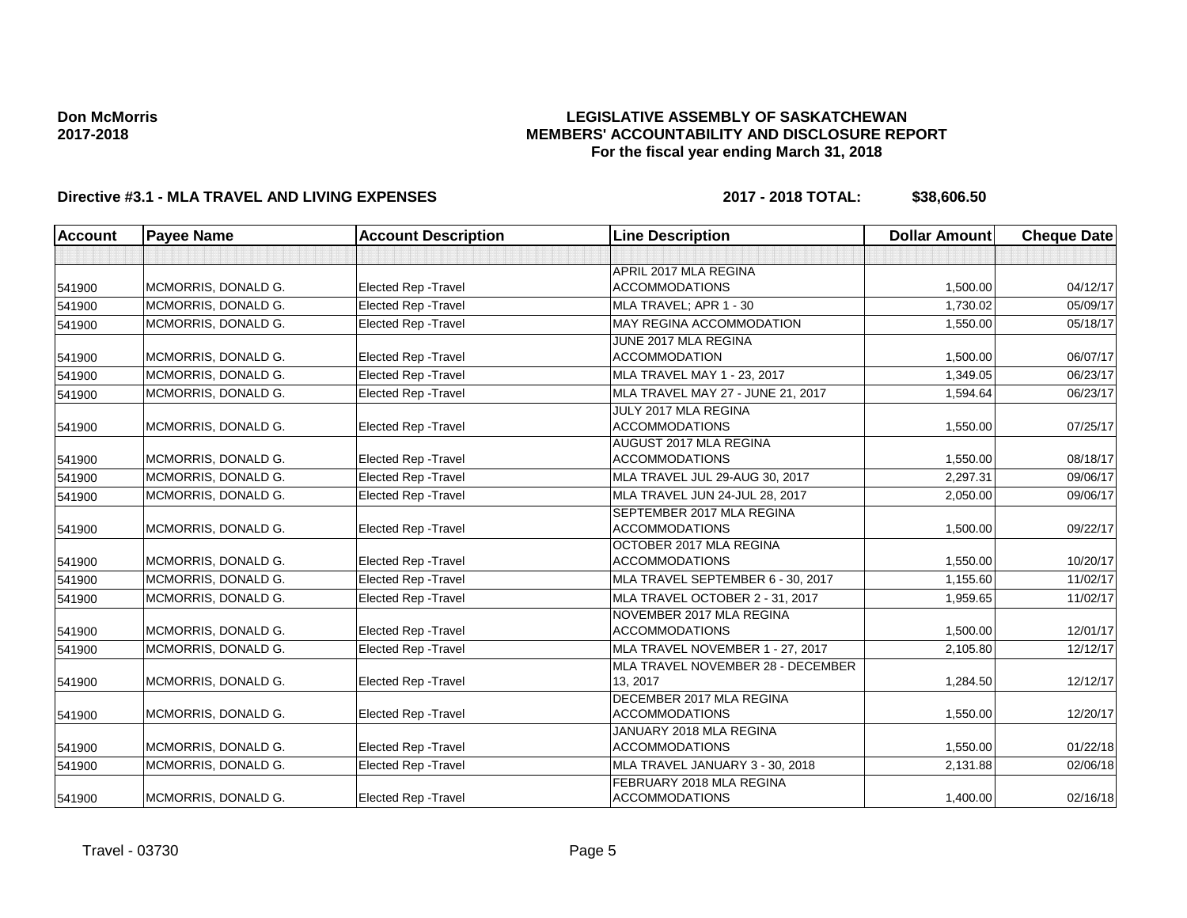**Don McMorris**
**2017-2018**

# LEGISLATIVE ASSEMBLY OF SASKATCHEWAN
## MEMBERS' ACCOUNTABILITY AND DISCLOSURE REPORT
### For the fiscal year ending March 31, 2018

**Directive #3.1 - MLA TRAVEL AND LIVING EXPENSES** **2017 - 2018 TOTAL: $38,606.50**

| Account | Payee Name | Account Description | Line Description | Dollar Amount | Cheque Date |
|---|---|---|---|---|---|
| 541900 | MCMORRIS, DONALD G. | Elected Rep -Travel | APRIL 2017 MLA REGINA ACCOMMODATIONS | 1,500.00 | 04/12/17 |
| 541900 | MCMORRIS, DONALD G. | Elected Rep -Travel | MLA TRAVEL; APR 1 - 30 | 1,730.02 | 05/09/17 |
| 541900 | MCMORRIS, DONALD G. | Elected Rep -Travel | MAY REGINA ACCOMMODATION | 1,550.00 | 05/18/17 |
| 541900 | MCMORRIS, DONALD G. | Elected Rep -Travel | JUNE 2017 MLA REGINA ACCOMMODATION | 1,500.00 | 06/07/17 |
| 541900 | MCMORRIS, DONALD G. | Elected Rep -Travel | MLA TRAVEL MAY 1 - 23, 2017 | 1,349.05 | 06/23/17 |
| 541900 | MCMORRIS, DONALD G. | Elected Rep -Travel | MLA TRAVEL MAY 27 - JUNE 21, 2017 | 1,594.64 | 06/23/17 |
| 541900 | MCMORRIS, DONALD G. | Elected Rep -Travel | JULY 2017 MLA REGINA ACCOMMODATIONS | 1,550.00 | 07/25/17 |
| 541900 | MCMORRIS, DONALD G. | Elected Rep -Travel | AUGUST 2017 MLA REGINA ACCOMMODATIONS | 1,550.00 | 08/18/17 |
| 541900 | MCMORRIS, DONALD G. | Elected Rep -Travel | MLA TRAVEL JUL 29-AUG 30, 2017 | 2,297.31 | 09/06/17 |
| 541900 | MCMORRIS, DONALD G. | Elected Rep -Travel | MLA TRAVEL JUN 24-JUL 28, 2017 | 2,050.00 | 09/06/17 |
| 541900 | MCMORRIS, DONALD G. | Elected Rep -Travel | SEPTEMBER 2017 MLA REGINA ACCOMMODATIONS | 1,500.00 | 09/22/17 |
| 541900 | MCMORRIS, DONALD G. | Elected Rep -Travel | OCTOBER 2017 MLA REGINA ACCOMMODATIONS | 1,550.00 | 10/20/17 |
| 541900 | MCMORRIS, DONALD G. | Elected Rep -Travel | MLA TRAVEL SEPTEMBER 6 - 30, 2017 | 1,155.60 | 11/02/17 |
| 541900 | MCMORRIS, DONALD G. | Elected Rep -Travel | MLA TRAVEL OCTOBER 2 - 31, 2017 | 1,959.65 | 11/02/17 |
| 541900 | MCMORRIS, DONALD G. | Elected Rep -Travel | NOVEMBER 2017 MLA REGINA ACCOMMODATIONS | 1,500.00 | 12/01/17 |
| 541900 | MCMORRIS, DONALD G. | Elected Rep -Travel | MLA TRAVEL NOVEMBER 1 - 27, 2017 | 2,105.80 | 12/12/17 |
| 541900 | MCMORRIS, DONALD G. | Elected Rep -Travel | MLA TRAVEL NOVEMBER 28 - DECEMBER 13, 2017 | 1,284.50 | 12/12/17 |
| 541900 | MCMORRIS, DONALD G. | Elected Rep -Travel | DECEMBER 2017 MLA REGINA ACCOMMODATIONS | 1,550.00 | 12/20/17 |
| 541900 | MCMORRIS, DONALD G. | Elected Rep -Travel | JANUARY 2018 MLA REGINA ACCOMMODATIONS | 1,550.00 | 01/22/18 |
| 541900 | MCMORRIS, DONALD G. | Elected Rep -Travel | MLA TRAVEL JANUARY 3 - 30, 2018 | 2,131.88 | 02/06/18 |
| 541900 | MCMORRIS, DONALD G. | Elected Rep -Travel | FEBRUARY 2018 MLA REGINA ACCOMMODATIONS | 1,400.00 | 02/16/18 |

Travel - 03730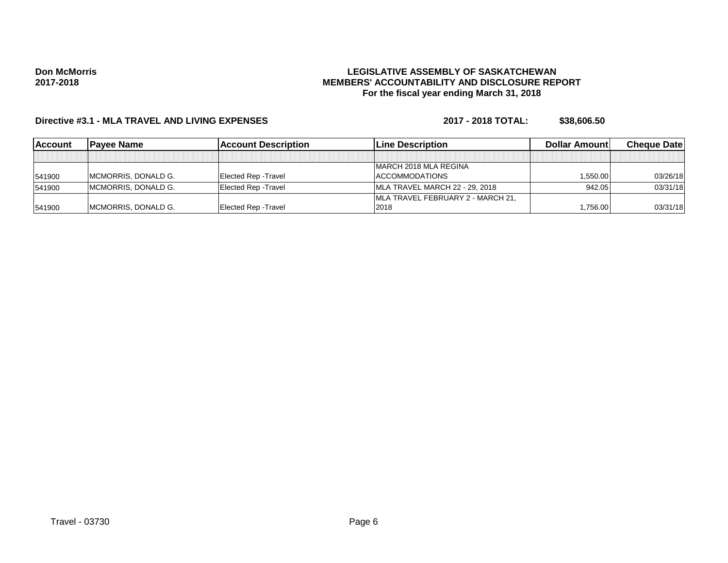**Don McMorris**
**2017-2018**

# LEGISLATIVE ASSEMBLY OF SASKATCHEWAN
## MEMBERS' ACCOUNTABILITY AND DISCLOSURE REPORT
### For the fiscal year ending March 31, 2018

**Directive #3.1 - MLA TRAVEL AND LIVING EXPENSES** **2017 - 2018 TOTAL: $38,606.50**

| Account | Payee Name | Account Description | Line Description | Dollar Amount | Cheque Date |
|---|---|---|---|---|---|
| | | | | | |
| 541900 | MCMORRIS, DONALD G. | Elected Rep -Travel | MARCH 2018 MLA REGINA ACCOMMODATIONS | 1,550.00 | 03/26/18 |
| 541900 | MCMORRIS, DONALD G. | Elected Rep -Travel | MLA TRAVEL MARCH 22 - 29, 2018 | 942.05 | 03/31/18 |
| 541900 | MCMORRIS, DONALD G. | Elected Rep -Travel | MLA TRAVEL FEBRUARY 2 - MARCH 21, 2018 | 1,756.00 | 03/31/18 |

Travel - 03730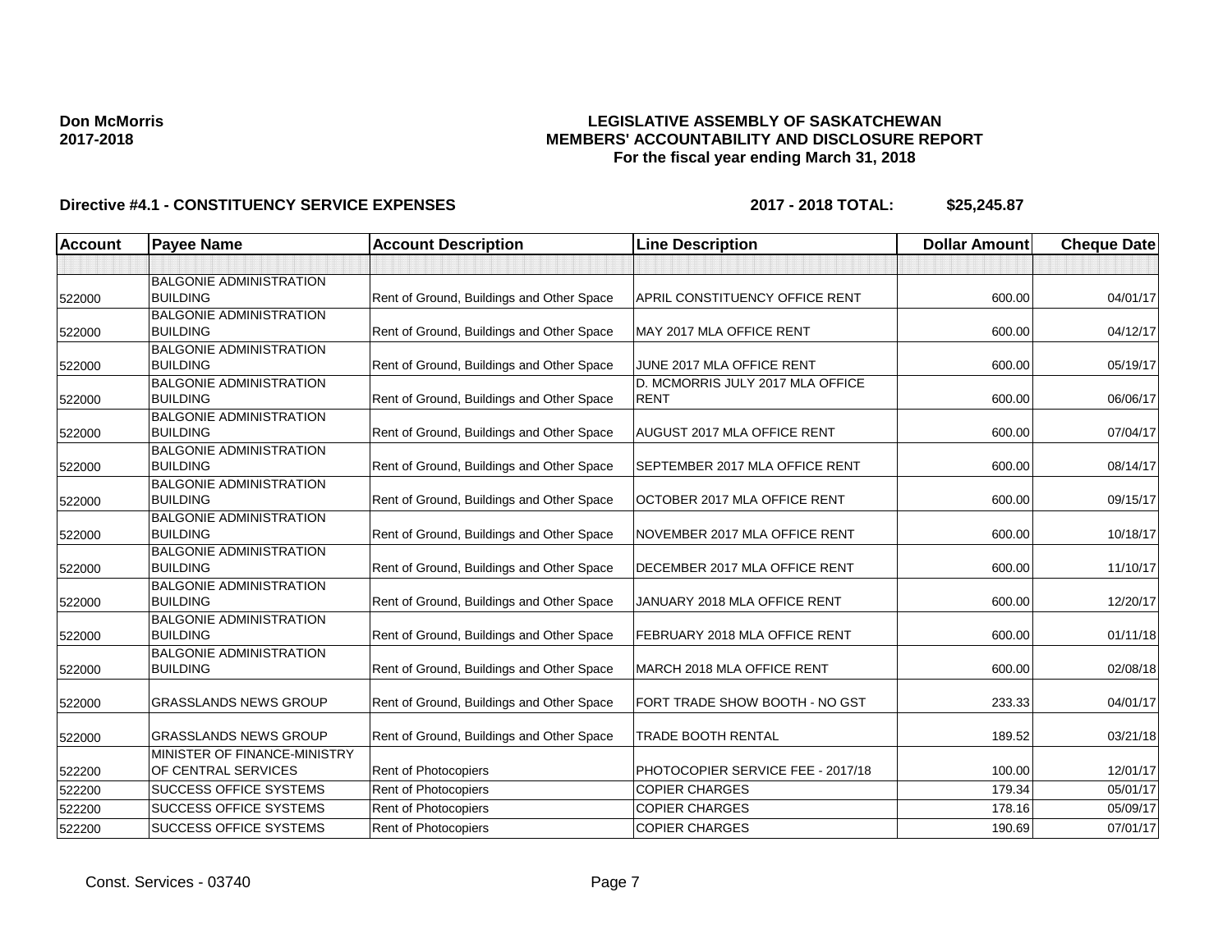**Don McMorris**
**2017-2018**

**LEGISLATIVE ASSEMBLY OF SASKATCHEWAN**
**MEMBERS' ACCOUNTABILITY AND DISCLOSURE REPORT**
**For the fiscal year ending March 31, 2018**

**Directive #4.1 - CONSTITUENCY SERVICE EXPENSES** **2017 - 2018 TOTAL: $25,245.87**

| Account | Payee Name | Account Description | Line Description | Dollar Amount | Cheque Date |
|---|---|---|---|---|---|
| | | | | | |
| 522000 | BALGONIE ADMINISTRATION BUILDING | Rent of Ground, Buildings and Other Space | APRIL CONSTITUENCY OFFICE RENT | 600.00 | 04/01/17 |
| 522000 | BALGONIE ADMINISTRATION BUILDING | Rent of Ground, Buildings and Other Space | MAY 2017 MLA OFFICE RENT | 600.00 | 04/12/17 |
| 522000 | BALGONIE ADMINISTRATION BUILDING | Rent of Ground, Buildings and Other Space | JUNE 2017 MLA OFFICE RENT | 600.00 | 05/19/17 |
| 522000 | BALGONIE ADMINISTRATION BUILDING | Rent of Ground, Buildings and Other Space | D. MCMORRIS JULY 2017 MLA OFFICE RENT | 600.00 | 06/06/17 |
| 522000 | BALGONIE ADMINISTRATION BUILDING | Rent of Ground, Buildings and Other Space | AUGUST 2017 MLA OFFICE RENT | 600.00 | 07/04/17 |
| 522000 | BALGONIE ADMINISTRATION BUILDING | Rent of Ground, Buildings and Other Space | SEPTEMBER 2017 MLA OFFICE RENT | 600.00 | 08/14/17 |
| 522000 | BALGONIE ADMINISTRATION BUILDING | Rent of Ground, Buildings and Other Space | OCTOBER 2017 MLA OFFICE RENT | 600.00 | 09/15/17 |
| 522000 | BALGONIE ADMINISTRATION BUILDING | Rent of Ground, Buildings and Other Space | NOVEMBER 2017 MLA OFFICE RENT | 600.00 | 10/18/17 |
| 522000 | BALGONIE ADMINISTRATION BUILDING | Rent of Ground, Buildings and Other Space | DECEMBER 2017 MLA OFFICE RENT | 600.00 | 11/10/17 |
| 522000 | BALGONIE ADMINISTRATION BUILDING | Rent of Ground, Buildings and Other Space | JANUARY 2018 MLA OFFICE RENT | 600.00 | 12/20/17 |
| 522000 | BALGONIE ADMINISTRATION BUILDING | Rent of Ground, Buildings and Other Space | FEBRUARY 2018 MLA OFFICE RENT | 600.00 | 01/11/18 |
| 522000 | BALGONIE ADMINISTRATION BUILDING | Rent of Ground, Buildings and Other Space | MARCH 2018 MLA OFFICE RENT | 600.00 | 02/08/18 |
| 522000 | GRASSLANDS NEWS GROUP | Rent of Ground, Buildings and Other Space | FORT TRADE SHOW BOOTH - NO GST | 233.33 | 04/01/17 |
| 522000 | GRASSLANDS NEWS GROUP | Rent of Ground, Buildings and Other Space | TRADE BOOTH RENTAL | 189.52 | 03/21/18 |
| 522200 | MINISTER OF FINANCE-MINISTRY OF CENTRAL SERVICES | Rent of Photocopiers | PHOTOCOPIER SERVICE FEE - 2017/18 | 100.00 | 12/01/17 |
| 522200 | SUCCESS OFFICE SYSTEMS | Rent of Photocopiers | COPIER CHARGES | 179.34 | 05/01/17 |
| 522200 | SUCCESS OFFICE SYSTEMS | Rent of Photocopiers | COPIER CHARGES | 178.16 | 05/09/17 |
| 522200 | SUCCESS OFFICE SYSTEMS | Rent of Photocopiers | COPIER CHARGES | 190.69 | 07/01/17 |

Const. Services - 03740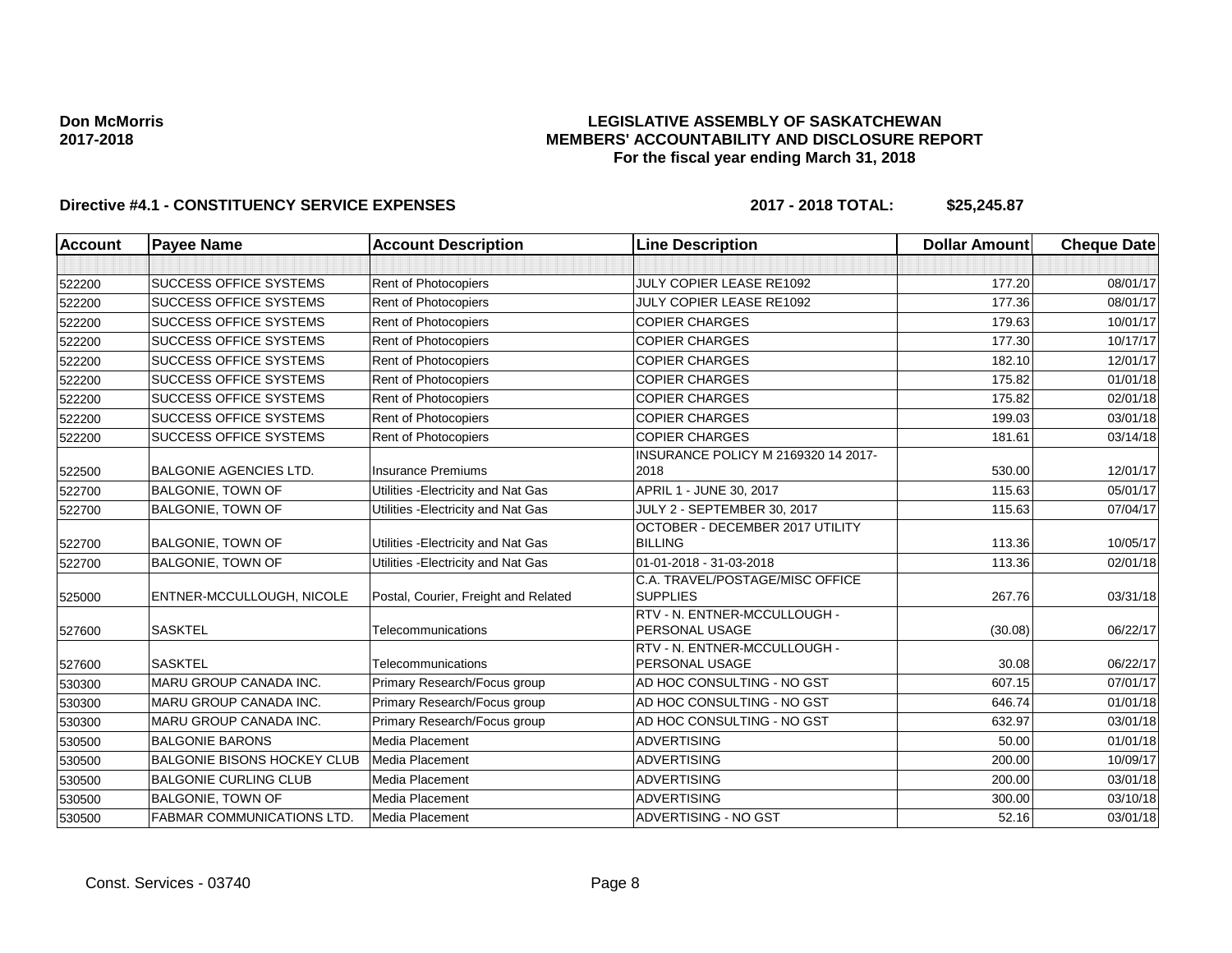**Don McMorris**
**2017-2018**

# LEGISLATIVE ASSEMBLY OF SASKATCHEWAN
## MEMBERS' ACCOUNTABILITY AND DISCLOSURE REPORT
### For the fiscal year ending March 31, 2018

**Directive #4.1 - CONSTITUENCY SERVICE EXPENSES** **2017 - 2018 TOTAL: $25,245.87**

| Account | Payee Name | Account Description | Line Description | Dollar Amount | Cheque Date |
|---|---|---|---|---|---|
| | | | | | |
| 522200 | SUCCESS OFFICE SYSTEMS | Rent of Photocopiers | JULY COPIER LEASE RE1092 | 177.20 | 08/01/17 |
| 522200 | SUCCESS OFFICE SYSTEMS | Rent of Photocopiers | JULY COPIER LEASE RE1092 | 177.36 | 08/01/17 |
| 522200 | SUCCESS OFFICE SYSTEMS | Rent of Photocopiers | COPIER CHARGES | 179.63 | 10/01/17 |
| 522200 | SUCCESS OFFICE SYSTEMS | Rent of Photocopiers | COPIER CHARGES | 177.30 | 10/17/17 |
| 522200 | SUCCESS OFFICE SYSTEMS | Rent of Photocopiers | COPIER CHARGES | 182.10 | 12/01/17 |
| 522200 | SUCCESS OFFICE SYSTEMS | Rent of Photocopiers | COPIER CHARGES | 175.82 | 01/01/18 |
| 522200 | SUCCESS OFFICE SYSTEMS | Rent of Photocopiers | COPIER CHARGES | 175.82 | 02/01/18 |
| 522200 | SUCCESS OFFICE SYSTEMS | Rent of Photocopiers | COPIER CHARGES | 199.03 | 03/01/18 |
| 522200 | SUCCESS OFFICE SYSTEMS | Rent of Photocopiers | COPIER CHARGES | 181.61 | 03/14/18 |
| 522500 | BALGONIE AGENCIES LTD. | Insurance Premiums | INSURANCE POLICY M 2169320 14 2017-2018 | 530.00 | 12/01/17 |
| 522700 | BALGONIE, TOWN OF | Utilities -Electricity and Nat Gas | APRIL 1 - JUNE 30, 2017 | 115.63 | 05/01/17 |
| 522700 | BALGONIE, TOWN OF | Utilities -Electricity and Nat Gas | JULY 2 - SEPTEMBER 30, 2017 | 115.63 | 07/04/17 |
| 522700 | BALGONIE, TOWN OF | Utilities -Electricity and Nat Gas | OCTOBER - DECEMBER 2017 UTILITY BILLING | 113.36 | 10/05/17 |
| 522700 | BALGONIE, TOWN OF | Utilities -Electricity and Nat Gas | 01-01-2018 - 31-03-2018 | 113.36 | 02/01/18 |
| 525000 | ENTNER-MCCULLOUGH, NICOLE | Postal, Courier, Freight and Related | C.A. TRAVEL/POSTAGE/MISC OFFICE SUPPLIES | 267.76 | 03/31/18 |
| 527600 | SASKTEL | Telecommunications | RTV - N. ENTNER-MCCULLOUGH - PERSONAL USAGE | (30.08) | 06/22/17 |
| 527600 | SASKTEL | Telecommunications | RTV - N. ENTNER-MCCULLOUGH - PERSONAL USAGE | 30.08 | 06/22/17 |
| 530300 | MARU GROUP CANADA INC. | Primary Research/Focus group | AD HOC CONSULTING - NO GST | 607.15 | 07/01/17 |
| 530300 | MARU GROUP CANADA INC. | Primary Research/Focus group | AD HOC CONSULTING - NO GST | 646.74 | 01/01/18 |
| 530300 | MARU GROUP CANADA INC. | Primary Research/Focus group | AD HOC CONSULTING - NO GST | 632.97 | 03/01/18 |
| 530500 | BALGONIE BARONS | Media Placement | ADVERTISING | 50.00 | 01/01/18 |
| 530500 | BALGONIE BISONS HOCKEY CLUB | Media Placement | ADVERTISING | 200.00 | 10/09/17 |
| 530500 | BALGONIE CURLING CLUB | Media Placement | ADVERTISING | 200.00 | 03/01/18 |
| 530500 | BALGONIE, TOWN OF | Media Placement | ADVERTISING | 300.00 | 03/10/18 |
| 530500 | FABMAR COMMUNICATIONS LTD. | Media Placement | ADVERTISING - NO GST | 52.16 | 03/01/18 |

Const. Services - 03740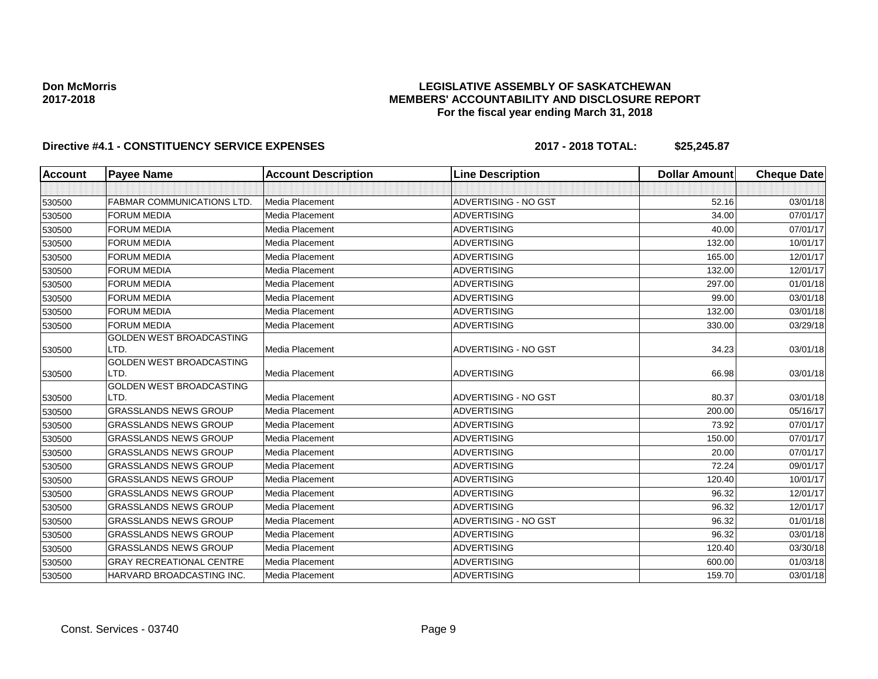**Don McMorris**
**2017-2018**

**LEGISLATIVE ASSEMBLY OF SASKATCHEWAN**
**MEMBERS' ACCOUNTABILITY AND DISCLOSURE REPORT**
**For the fiscal year ending March 31, 2018**

**Directive #4.1 - CONSTITUENCY SERVICE EXPENSES** **2017 - 2018 TOTAL: $25,245.87**

| Account | Payee Name | Account Description | Line Description | Dollar Amount | Cheque Date |
|---|---|---|---|---|---|
| | | | | | |
| 530500 | FABMAR COMMUNICATIONS LTD. | Media Placement | ADVERTISING - NO GST | 52.16 | 03/01/18 |
| 530500 | FORUM MEDIA | Media Placement | ADVERTISING | 34.00 | 07/01/17 |
| 530500 | FORUM MEDIA | Media Placement | ADVERTISING | 40.00 | 07/01/17 |
| 530500 | FORUM MEDIA | Media Placement | ADVERTISING | 132.00 | 10/01/17 |
| 530500 | FORUM MEDIA | Media Placement | ADVERTISING | 165.00 | 12/01/17 |
| 530500 | FORUM MEDIA | Media Placement | ADVERTISING | 132.00 | 12/01/17 |
| 530500 | FORUM MEDIA | Media Placement | ADVERTISING | 297.00 | 01/01/18 |
| 530500 | FORUM MEDIA | Media Placement | ADVERTISING | 99.00 | 03/01/18 |
| 530500 | FORUM MEDIA | Media Placement | ADVERTISING | 132.00 | 03/01/18 |
| 530500 | FORUM MEDIA | Media Placement | ADVERTISING | 330.00 | 03/29/18 |
| 530500 | GOLDEN WEST BROADCASTING LTD. | Media Placement | ADVERTISING - NO GST | 34.23 | 03/01/18 |
| 530500 | GOLDEN WEST BROADCASTING LTD. | Media Placement | ADVERTISING | 66.98 | 03/01/18 |
| 530500 | GOLDEN WEST BROADCASTING LTD. | Media Placement | ADVERTISING - NO GST | 80.37 | 03/01/18 |
| 530500 | GRASSLANDS NEWS GROUP | Media Placement | ADVERTISING | 200.00 | 05/16/17 |
| 530500 | GRASSLANDS NEWS GROUP | Media Placement | ADVERTISING | 73.92 | 07/01/17 |
| 530500 | GRASSLANDS NEWS GROUP | Media Placement | ADVERTISING | 150.00 | 07/01/17 |
| 530500 | GRASSLANDS NEWS GROUP | Media Placement | ADVERTISING | 20.00 | 07/01/17 |
| 530500 | GRASSLANDS NEWS GROUP | Media Placement | ADVERTISING | 72.24 | 09/01/17 |
| 530500 | GRASSLANDS NEWS GROUP | Media Placement | ADVERTISING | 120.40 | 10/01/17 |
| 530500 | GRASSLANDS NEWS GROUP | Media Placement | ADVERTISING | 96.32 | 12/01/17 |
| 530500 | GRASSLANDS NEWS GROUP | Media Placement | ADVERTISING | 96.32 | 12/01/17 |
| 530500 | GRASSLANDS NEWS GROUP | Media Placement | ADVERTISING - NO GST | 96.32 | 01/01/18 |
| 530500 | GRASSLANDS NEWS GROUP | Media Placement | ADVERTISING | 96.32 | 03/01/18 |
| 530500 | GRASSLANDS NEWS GROUP | Media Placement | ADVERTISING | 120.40 | 03/30/18 |
| 530500 | GRAY RECREATIONAL CENTRE | Media Placement | ADVERTISING | 600.00 | 01/03/18 |
| 530500 | HARVARD BROADCASTING INC. | Media Placement | ADVERTISING | 159.70 | 03/01/18 |

Const. Services - 03740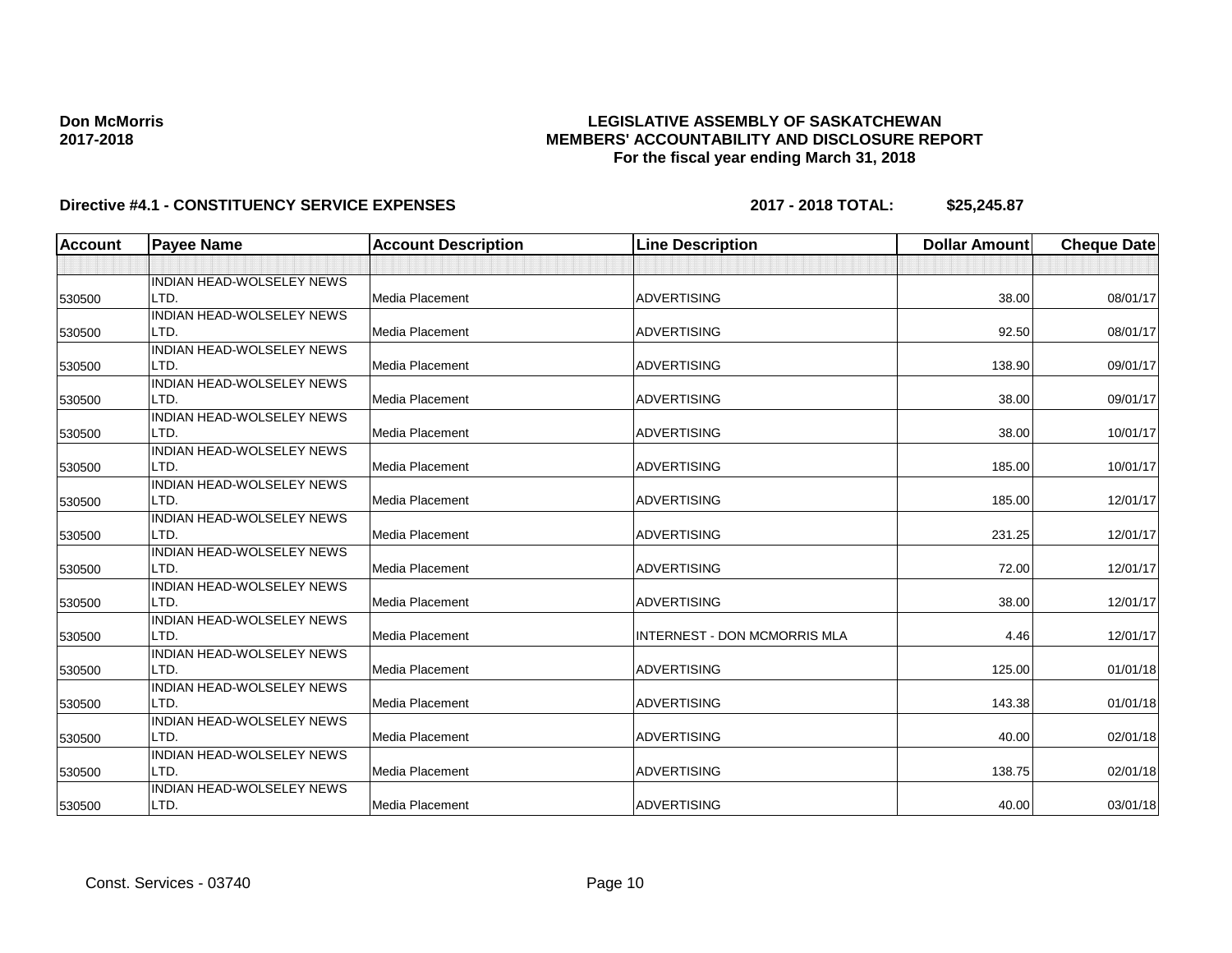**Don McMorris**
**2017-2018**

**LEGISLATIVE ASSEMBLY OF SASKATCHEWAN**
**MEMBERS' ACCOUNTABILITY AND DISCLOSURE REPORT**
**For the fiscal year ending March 31, 2018**

**Directive #4.1 - CONSTITUENCY SERVICE EXPENSES** **2017 - 2018 TOTAL: $25,245.87**

| Account | Payee Name | Account Description | Line Description | Dollar Amount | Cheque Date |
|---|---|---|---|---|---|
| | | | | | |
| 530500 | INDIAN HEAD-WOLSELEY NEWS LTD. | Media Placement | ADVERTISING | 38.00 | 08/01/17 |
| 530500 | INDIAN HEAD-WOLSELEY NEWS LTD. | Media Placement | ADVERTISING | 92.50 | 08/01/17 |
| 530500 | INDIAN HEAD-WOLSELEY NEWS LTD. | Media Placement | ADVERTISING | 138.90 | 09/01/17 |
| 530500 | INDIAN HEAD-WOLSELEY NEWS LTD. | Media Placement | ADVERTISING | 38.00 | 09/01/17 |
| 530500 | INDIAN HEAD-WOLSELEY NEWS LTD. | Media Placement | ADVERTISING | 38.00 | 10/01/17 |
| 530500 | INDIAN HEAD-WOLSELEY NEWS LTD. | Media Placement | ADVERTISING | 185.00 | 10/01/17 |
| 530500 | INDIAN HEAD-WOLSELEY NEWS LTD. | Media Placement | ADVERTISING | 185.00 | 12/01/17 |
| 530500 | INDIAN HEAD-WOLSELEY NEWS LTD. | Media Placement | ADVERTISING | 231.25 | 12/01/17 |
| 530500 | INDIAN HEAD-WOLSELEY NEWS LTD. | Media Placement | ADVERTISING | 72.00 | 12/01/17 |
| 530500 | INDIAN HEAD-WOLSELEY NEWS LTD. | Media Placement | ADVERTISING | 38.00 | 12/01/17 |
| 530500 | INDIAN HEAD-WOLSELEY NEWS LTD. | Media Placement | INTERNEST - DON MCMORRIS MLA | 4.46 | 12/01/17 |
| 530500 | INDIAN HEAD-WOLSELEY NEWS LTD. | Media Placement | ADVERTISING | 125.00 | 01/01/18 |
| 530500 | INDIAN HEAD-WOLSELEY NEWS LTD. | Media Placement | ADVERTISING | 143.38 | 01/01/18 |
| 530500 | INDIAN HEAD-WOLSELEY NEWS LTD. | Media Placement | ADVERTISING | 40.00 | 02/01/18 |
| 530500 | INDIAN HEAD-WOLSELEY NEWS LTD. | Media Placement | ADVERTISING | 138.75 | 02/01/18 |
| 530500 | INDIAN HEAD-WOLSELEY NEWS LTD. | Media Placement | ADVERTISING | 40.00 | 03/01/18 |

Const. Services - 03740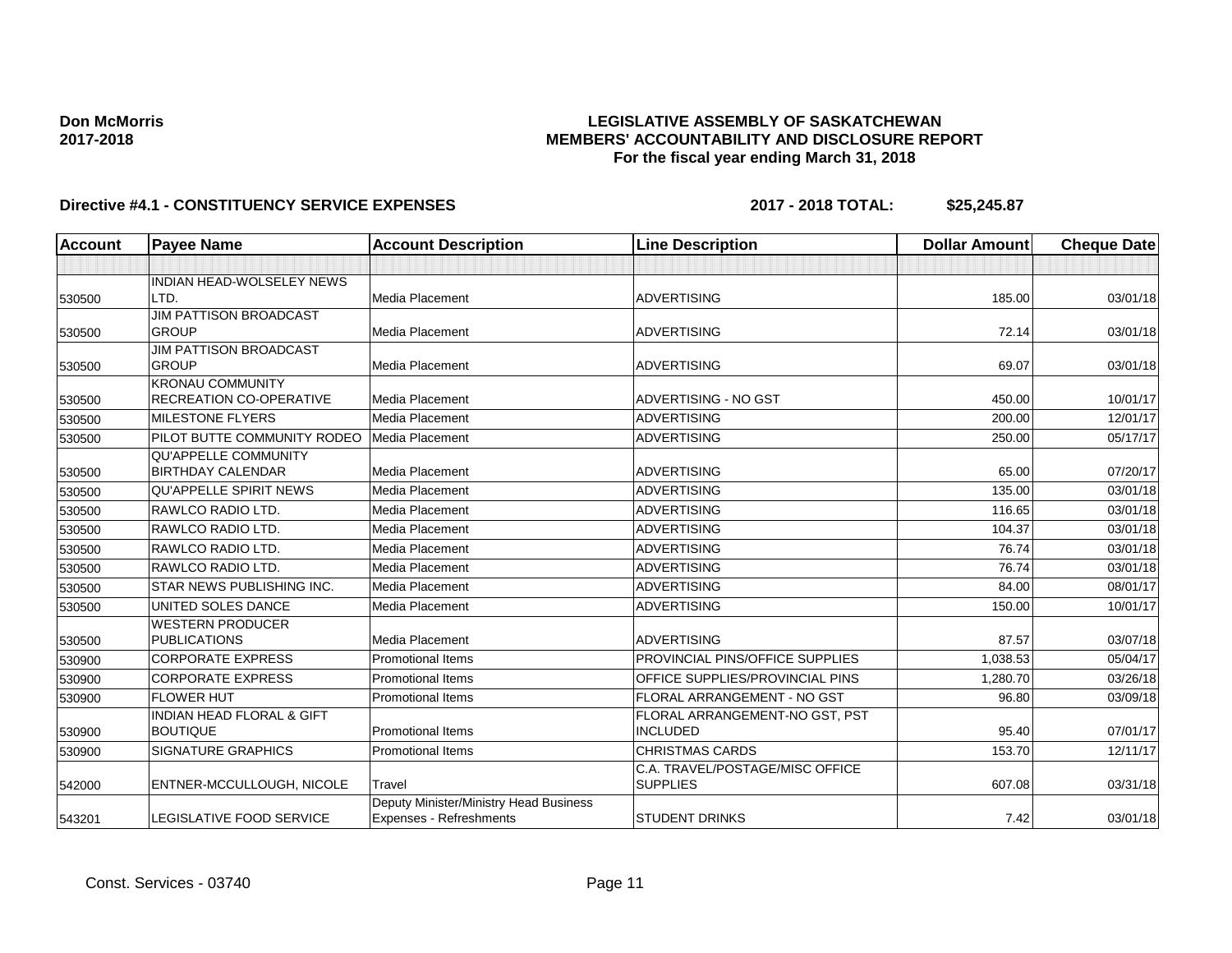Don McMorris
2017-2018

# LEGISLATIVE ASSEMBLY OF SASKATCHEWAN
## MEMBERS' ACCOUNTABILITY AND DISCLOSURE REPORT
### For the fiscal year ending March 31, 2018

**Directive #4.1 - CONSTITUENCY SERVICE EXPENSES** **2017 - 2018 TOTAL: $25,245.87**

| Account | Payee Name | Account Description | Line Description | Dollar Amount | Cheque Date |
|---|---|---|---|---|---|
| | | | | | |
| 530500 | INDIAN HEAD-WOLSELEY NEWS LTD. | Media Placement | ADVERTISING | 185.00 | 03/01/18 |
| 530500 | JIM PATTISON BROADCAST GROUP | Media Placement | ADVERTISING | 72.14 | 03/01/18 |
| 530500 | JIM PATTISON BROADCAST GROUP | Media Placement | ADVERTISING | 69.07 | 03/01/18 |
| 530500 | KRONAU COMMUNITY RECREATION CO-OPERATIVE | Media Placement | ADVERTISING - NO GST | 450.00 | 10/01/17 |
| 530500 | MILESTONE FLYERS | Media Placement | ADVERTISING | 200.00 | 12/01/17 |
| 530500 | PILOT BUTTE COMMUNITY RODEO | Media Placement | ADVERTISING | 250.00 | 05/17/17 |
| 530500 | QU'APPELLE COMMUNITY BIRTHDAY CALENDAR | Media Placement | ADVERTISING | 65.00 | 07/20/17 |
| 530500 | QU'APPELLE SPIRIT NEWS | Media Placement | ADVERTISING | 135.00 | 03/01/18 |
| 530500 | RAWLCO RADIO LTD. | Media Placement | ADVERTISING | 116.65 | 03/01/18 |
| 530500 | RAWLCO RADIO LTD. | Media Placement | ADVERTISING | 104.37 | 03/01/18 |
| 530500 | RAWLCO RADIO LTD. | Media Placement | ADVERTISING | 76.74 | 03/01/18 |
| 530500 | RAWLCO RADIO LTD. | Media Placement | ADVERTISING | 76.74 | 03/01/18 |
| 530500 | STAR NEWS PUBLISHING INC. | Media Placement | ADVERTISING | 84.00 | 08/01/17 |
| 530500 | UNITED SOLES DANCE | Media Placement | ADVERTISING | 150.00 | 10/01/17 |
| 530500 | WESTERN PRODUCER PUBLICATIONS | Media Placement | ADVERTISING | 87.57 | 03/07/18 |
| 530900 | CORPORATE EXPRESS | Promotional Items | PROVINCIAL PINS/OFFICE SUPPLIES | 1,038.53 | 05/04/17 |
| 530900 | CORPORATE EXPRESS | Promotional Items | OFFICE SUPPLIES/PROVINCIAL PINS | 1,280.70 | 03/26/18 |
| 530900 | FLOWER HUT | Promotional Items | FLORAL ARRANGEMENT - NO GST | 96.80 | 03/09/18 |
| 530900 | INDIAN HEAD FLORAL & GIFT BOUTIQUE | Promotional Items | FLORAL ARRANGEMENT-NO GST, PST INCLUDED | 95.40 | 07/01/17 |
| 530900 | SIGNATURE GRAPHICS | Promotional Items | CHRISTMAS CARDS | 153.70 | 12/11/17 |
| 542000 | ENTNER-MCCULLOUGH, NICOLE | Travel | C.A. TRAVEL/POSTAGE/MISC OFFICE SUPPLIES | 607.08 | 03/31/18 |
| 543201 | LEGISLATIVE FOOD SERVICE | Deputy Minister/Ministry Head Business Expenses - Refreshments | STUDENT DRINKS | 7.42 | 03/01/18 |

Const. Services - 03740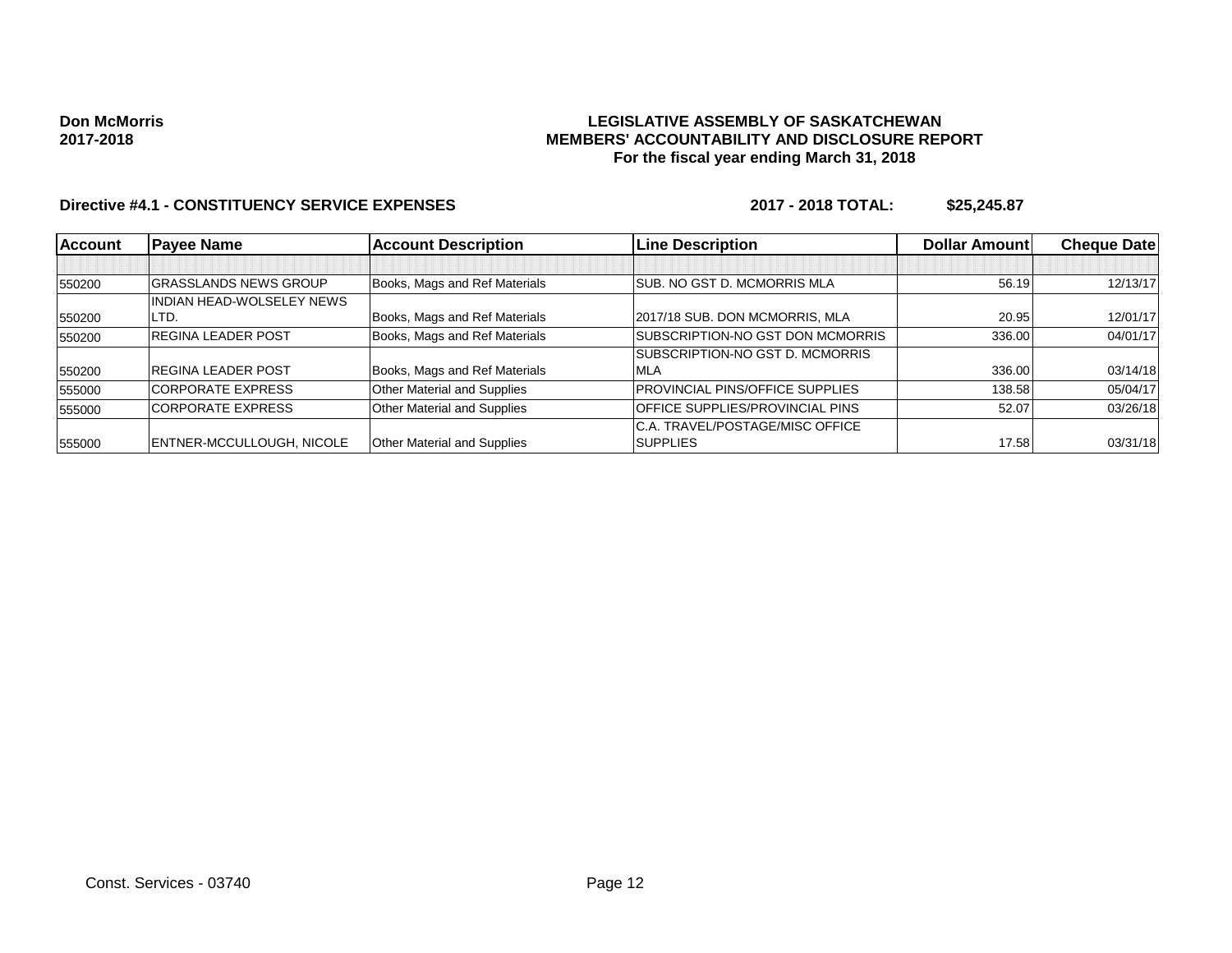**Don McMorris**
**2017-2018**

**LEGISLATIVE ASSEMBLY OF SASKATCHEWAN**
**MEMBERS' ACCOUNTABILITY AND DISCLOSURE REPORT**
**For the fiscal year ending March 31, 2018**

**Directive #4.1 - CONSTITUENCY SERVICE EXPENSES** **2017 - 2018 TOTAL: $25,245.87**

| Account | Payee Name | Account Description | Line Description | Dollar Amount | Cheque Date |
|---|---|---|---|---|---|
| | | | | | |
| 550200 | GRASSLANDS NEWS GROUP | Books, Mags and Ref Materials | SUB. NO GST D. MCMORRIS MLA | 56.19 | 12/13/17 |
| 550200 | INDIAN HEAD-WOLSELEY NEWS LTD. | Books, Mags and Ref Materials | 2017/18 SUB. DON MCMORRIS, MLA | 20.95 | 12/01/17 |
| 550200 | REGINA LEADER POST | Books, Mags and Ref Materials | SUBSCRIPTION-NO GST DON MCMORRIS | 336.00 | 04/01/17 |
| 550200 | REGINA LEADER POST | Books, Mags and Ref Materials | SUBSCRIPTION-NO GST D. MCMORRIS MLA | 336.00 | 03/14/18 |
| 555000 | CORPORATE EXPRESS | Other Material and Supplies | PROVINCIAL PINS/OFFICE SUPPLIES | 138.58 | 05/04/17 |
| 555000 | CORPORATE EXPRESS | Other Material and Supplies | OFFICE SUPPLIES/PROVINCIAL PINS | 52.07 | 03/26/18 |
| 555000 | ENTNER-MCCULLOUGH, NICOLE | Other Material and Supplies | C.A. TRAVEL/POSTAGE/MISC OFFICE SUPPLIES | 17.58 | 03/31/18 |

Const. Services - 03740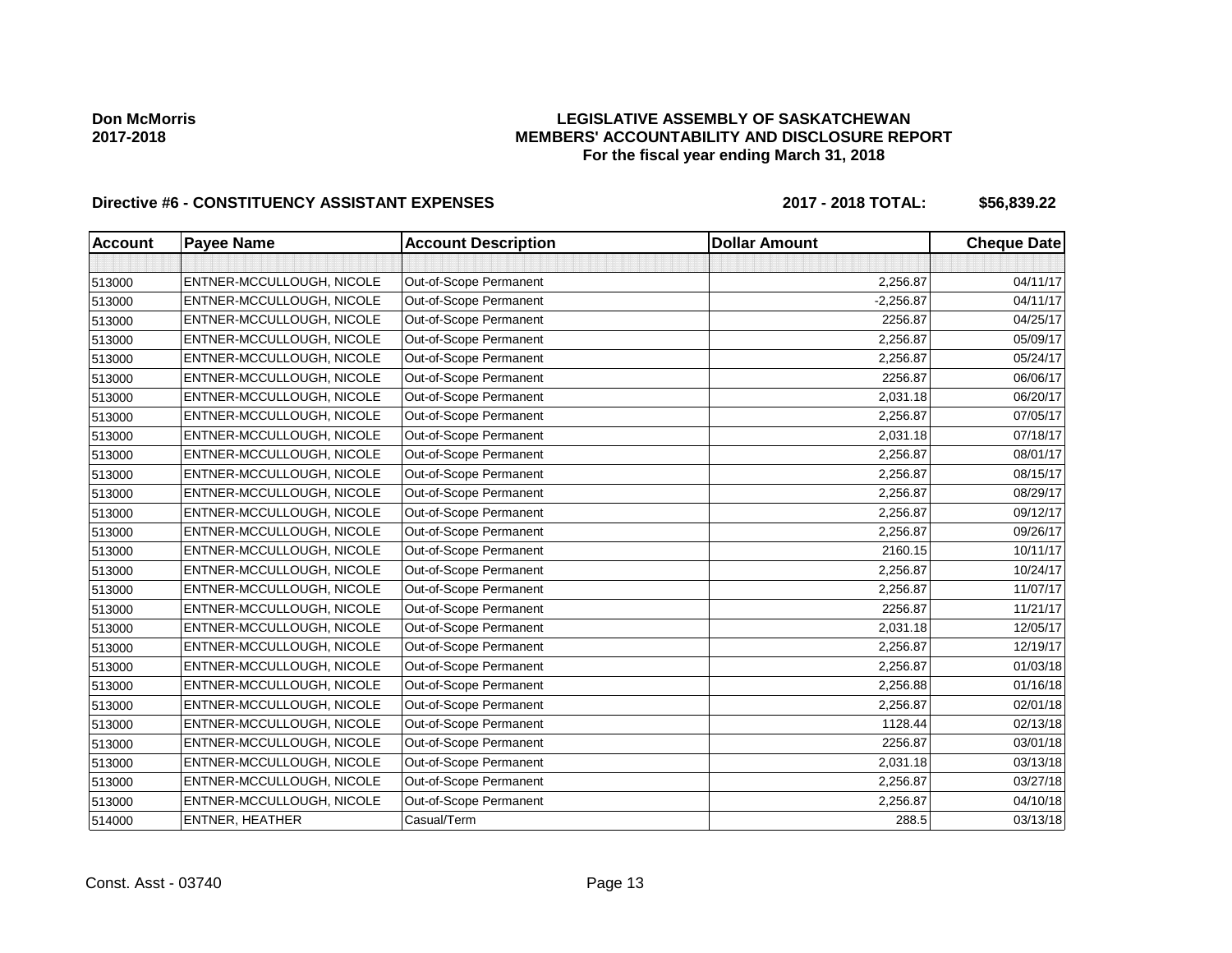**Don McMorris**
**2017-2018**

# LEGISLATIVE ASSEMBLY OF SASKATCHEWAN
## MEMBERS' ACCOUNTABILITY AND DISCLOSURE REPORT
### For the fiscal year ending March 31, 2018

**Directive #6 - CONSTITUENCY ASSISTANT EXPENSES** **2017 - 2018 TOTAL: $56,839.22**

| Account | Payee Name | Account Description | Dollar Amount | Cheque Date |
|---|---|---|---|---|
| | | | | |
| 513000 | ENTNER-MCCULLOUGH, NICOLE | Out-of-Scope Permanent | 2,256.87 | 04/11/17 |
| 513000 | ENTNER-MCCULLOUGH, NICOLE | Out-of-Scope Permanent | -2,256.87 | 04/11/17 |
| 513000 | ENTNER-MCCULLOUGH, NICOLE | Out-of-Scope Permanent | 2256.87 | 04/25/17 |
| 513000 | ENTNER-MCCULLOUGH, NICOLE | Out-of-Scope Permanent | 2,256.87 | 05/09/17 |
| 513000 | ENTNER-MCCULLOUGH, NICOLE | Out-of-Scope Permanent | 2,256.87 | 05/24/17 |
| 513000 | ENTNER-MCCULLOUGH, NICOLE | Out-of-Scope Permanent | 2256.87 | 06/06/17 |
| 513000 | ENTNER-MCCULLOUGH, NICOLE | Out-of-Scope Permanent | 2,031.18 | 06/20/17 |
| 513000 | ENTNER-MCCULLOUGH, NICOLE | Out-of-Scope Permanent | 2,256.87 | 07/05/17 |
| 513000 | ENTNER-MCCULLOUGH, NICOLE | Out-of-Scope Permanent | 2,031.18 | 07/18/17 |
| 513000 | ENTNER-MCCULLOUGH, NICOLE | Out-of-Scope Permanent | 2,256.87 | 08/01/17 |
| 513000 | ENTNER-MCCULLOUGH, NICOLE | Out-of-Scope Permanent | 2,256.87 | 08/15/17 |
| 513000 | ENTNER-MCCULLOUGH, NICOLE | Out-of-Scope Permanent | 2,256.87 | 08/29/17 |
| 513000 | ENTNER-MCCULLOUGH, NICOLE | Out-of-Scope Permanent | 2,256.87 | 09/12/17 |
| 513000 | ENTNER-MCCULLOUGH, NICOLE | Out-of-Scope Permanent | 2,256.87 | 09/26/17 |
| 513000 | ENTNER-MCCULLOUGH, NICOLE | Out-of-Scope Permanent | 2160.15 | 10/11/17 |
| 513000 | ENTNER-MCCULLOUGH, NICOLE | Out-of-Scope Permanent | 2,256.87 | 10/24/17 |
| 513000 | ENTNER-MCCULLOUGH, NICOLE | Out-of-Scope Permanent | 2,256.87 | 11/07/17 |
| 513000 | ENTNER-MCCULLOUGH, NICOLE | Out-of-Scope Permanent | 2256.87 | 11/21/17 |
| 513000 | ENTNER-MCCULLOUGH, NICOLE | Out-of-Scope Permanent | 2,031.18 | 12/05/17 |
| 513000 | ENTNER-MCCULLOUGH, NICOLE | Out-of-Scope Permanent | 2,256.87 | 12/19/17 |
| 513000 | ENTNER-MCCULLOUGH, NICOLE | Out-of-Scope Permanent | 2,256.87 | 01/03/18 |
| 513000 | ENTNER-MCCULLOUGH, NICOLE | Out-of-Scope Permanent | 2,256.88 | 01/16/18 |
| 513000 | ENTNER-MCCULLOUGH, NICOLE | Out-of-Scope Permanent | 2,256.87 | 02/01/18 |
| 513000 | ENTNER-MCCULLOUGH, NICOLE | Out-of-Scope Permanent | 1128.44 | 02/13/18 |
| 513000 | ENTNER-MCCULLOUGH, NICOLE | Out-of-Scope Permanent | 2256.87 | 03/01/18 |
| 513000 | ENTNER-MCCULLOUGH, NICOLE | Out-of-Scope Permanent | 2,031.18 | 03/13/18 |
| 513000 | ENTNER-MCCULLOUGH, NICOLE | Out-of-Scope Permanent | 2,256.87 | 03/27/18 |
| 513000 | ENTNER-MCCULLOUGH, NICOLE | Out-of-Scope Permanent | 2,256.87 | 04/10/18 |
| 514000 | ENTNER, HEATHER | Casual/Term | 288.5 | 03/13/18 |

Const. Asst - 03740